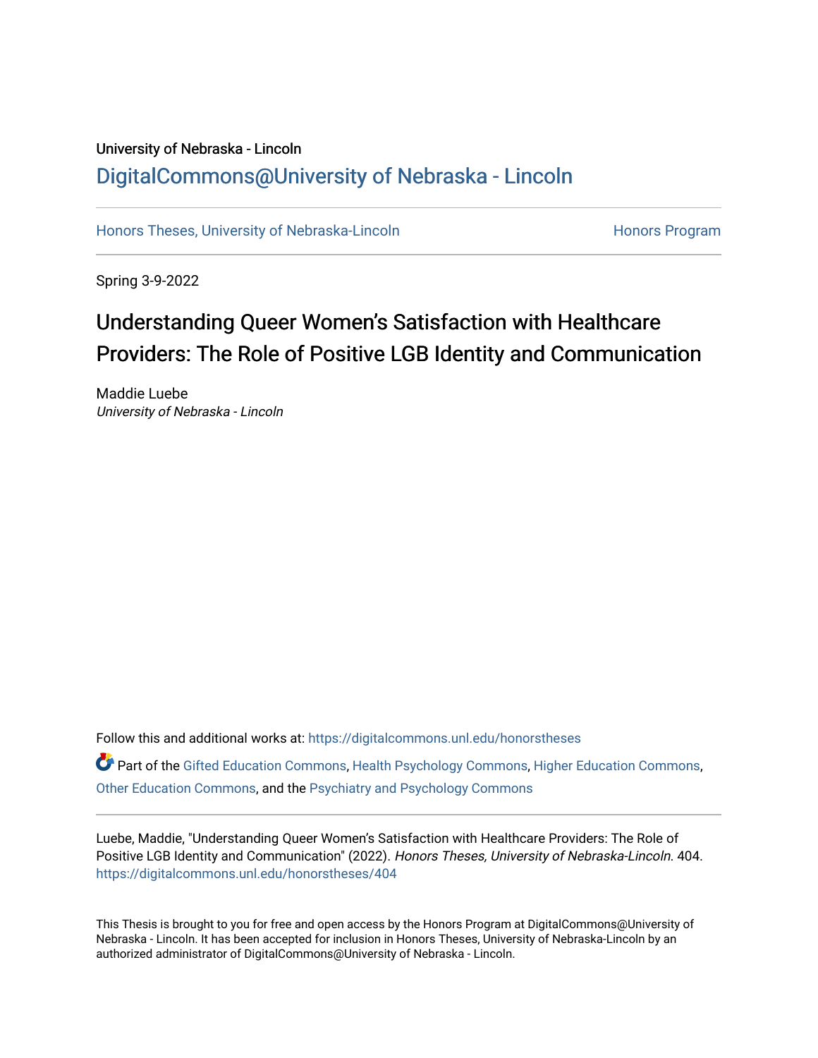University of Nebraska - Lincoln

# DigitalCommons@University of Nebraska - Lincoln

Honors Theses, University of Nebraska-Lincoln | Honors Program

Spring 3-9-2022

## Understanding Queer Women's Satisfaction with Healthcare Providers: The Role of Positive LGB Identity and Communication

Maddie Luebe
*University of Nebraska - Lincoln*

Follow this and additional works at: https://digitalcommons.unl.edu/honorstheses

Part of the Gifted Education Commons, Health Psychology Commons, Higher Education Commons, Other Education Commons, and the Psychiatry and Psychology Commons

Luebe, Maddie, "Understanding Queer Women's Satisfaction with Healthcare Providers: The Role of Positive LGB Identity and Communication" (2022). *Honors Theses, University of Nebraska-Lincoln*. 404.
https://digitalcommons.unl.edu/honorstheses/404

This Thesis is brought to you for free and open access by the Honors Program at DigitalCommons@University of Nebraska - Lincoln. It has been accepted for inclusion in Honors Theses, University of Nebraska-Lincoln by an authorized administrator of DigitalCommons@University of Nebraska - Lincoln.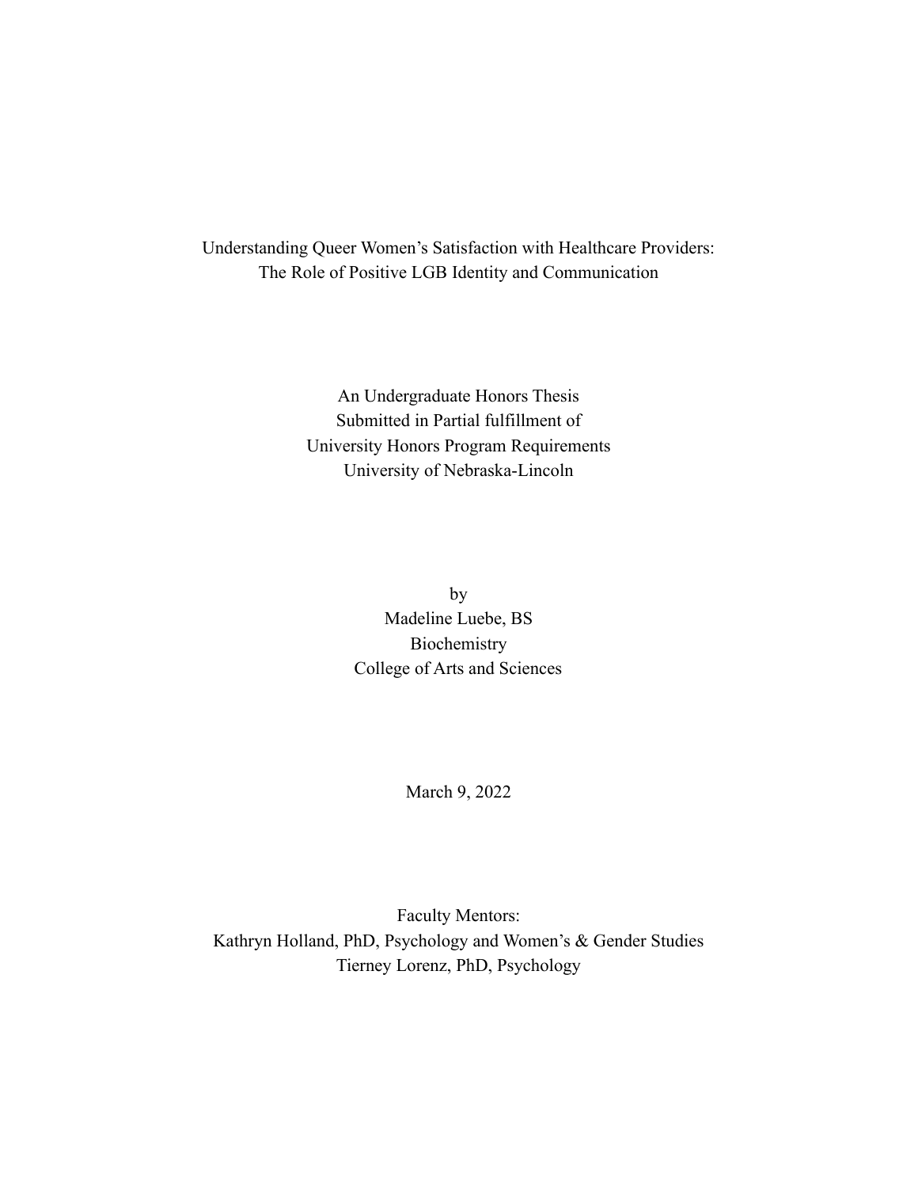# Understanding Queer Women's Satisfaction with Healthcare Providers: The Role of Positive LGB Identity and Communication

An Undergraduate Honors Thesis
Submitted in Partial fulfillment of
University Honors Program Requirements
University of Nebraska-Lincoln

by
Madeline Luebe, BS
Biochemistry
College of Arts and Sciences

March 9, 2022

Faculty Mentors:
Kathryn Holland, PhD, Psychology and Women's & Gender Studies
Tierney Lorenz, PhD, Psychology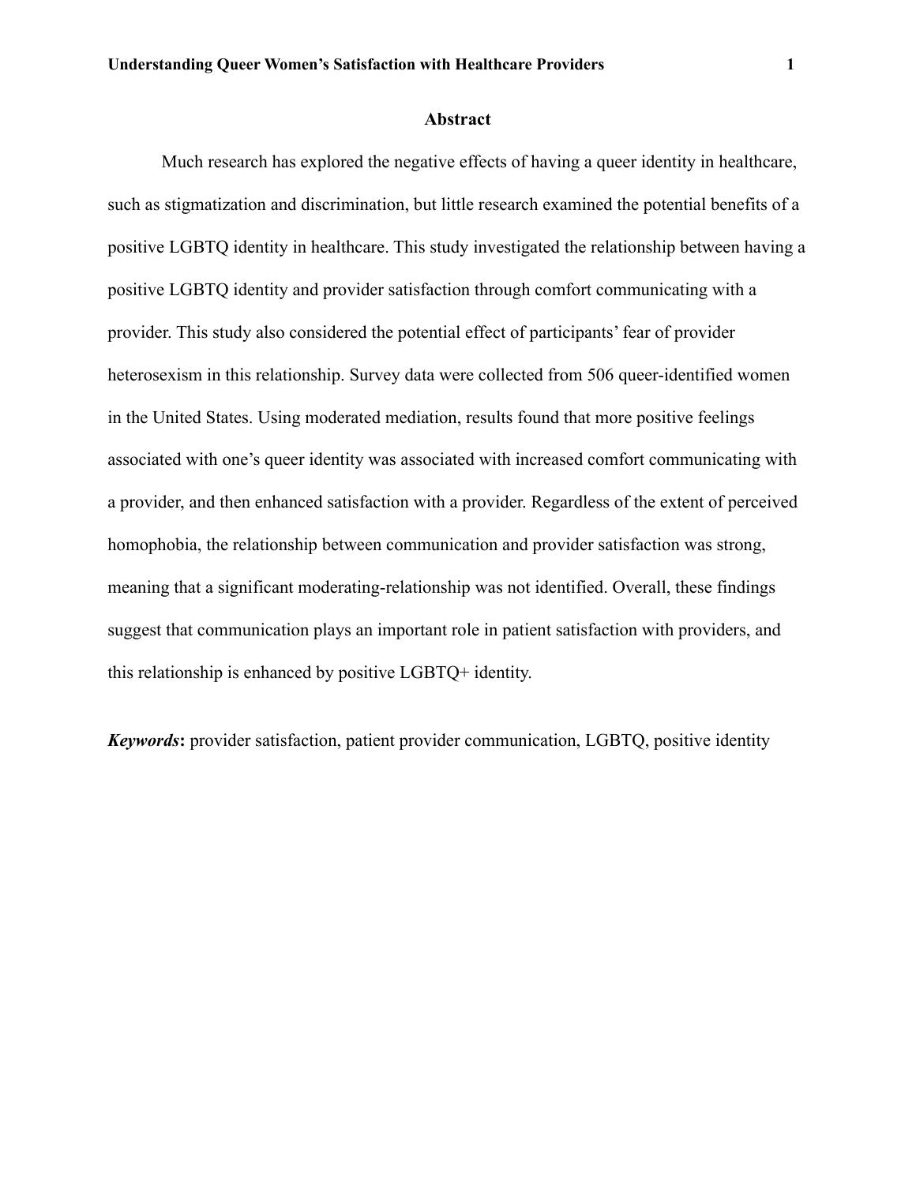## Abstract

Much research has explored the negative effects of having a queer identity in healthcare, such as stigmatization and discrimination, but little research examined the potential benefits of a positive LGBTQ identity in healthcare. This study investigated the relationship between having a positive LGBTQ identity and provider satisfaction through comfort communicating with a provider. This study also considered the potential effect of participants' fear of provider heterosexism in this relationship. Survey data were collected from 506 queer-identified women in the United States. Using moderated mediation, results found that more positive feelings associated with one's queer identity was associated with increased comfort communicating with a provider, and then enhanced satisfaction with a provider. Regardless of the extent of perceived homophobia, the relationship between communication and provider satisfaction was strong, meaning that a significant moderating-relationship was not identified. Overall, these findings suggest that communication plays an important role in patient satisfaction with providers, and this relationship is enhanced by positive LGBTQ+ identity.

***Keywords*****:** provider satisfaction, patient provider communication, LGBTQ, positive identity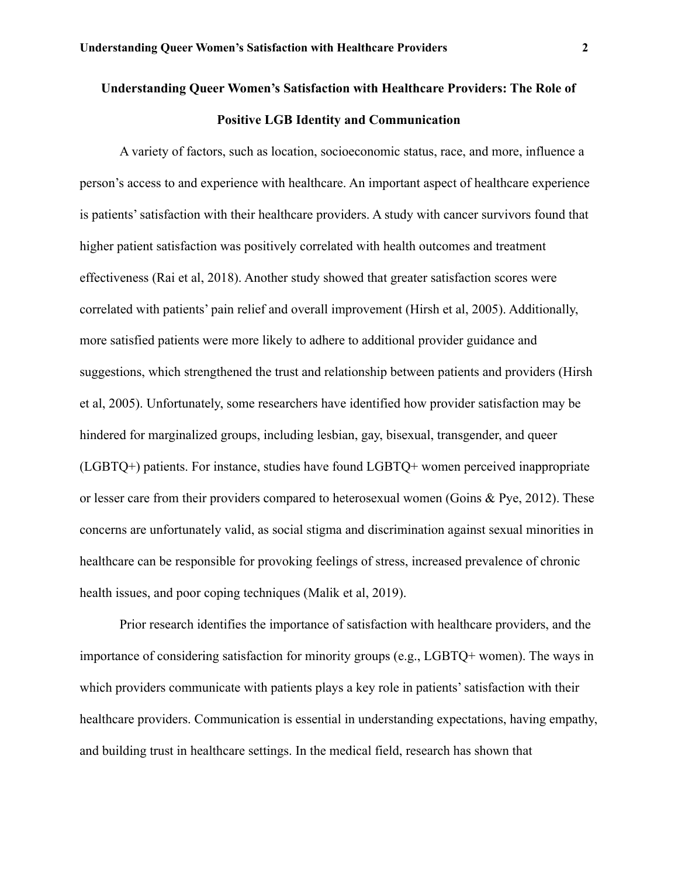## Understanding Queer Women's Satisfaction with Healthcare Providers: The Role of Positive LGB Identity and Communication

A variety of factors, such as location, socioeconomic status, race, and more, influence a person's access to and experience with healthcare. An important aspect of healthcare experience is patients' satisfaction with their healthcare providers. A study with cancer survivors found that higher patient satisfaction was positively correlated with health outcomes and treatment effectiveness (Rai et al, 2018). Another study showed that greater satisfaction scores were correlated with patients' pain relief and overall improvement (Hirsh et al, 2005). Additionally, more satisfied patients were more likely to adhere to additional provider guidance and suggestions, which strengthened the trust and relationship between patients and providers (Hirsh et al, 2005). Unfortunately, some researchers have identified how provider satisfaction may be hindered for marginalized groups, including lesbian, gay, bisexual, transgender, and queer (LGBTQ+) patients. For instance, studies have found LGBTQ+ women perceived inappropriate or lesser care from their providers compared to heterosexual women (Goins & Pye, 2012). These concerns are unfortunately valid, as social stigma and discrimination against sexual minorities in healthcare can be responsible for provoking feelings of stress, increased prevalence of chronic health issues, and poor coping techniques (Malik et al, 2019).

Prior research identifies the importance of satisfaction with healthcare providers, and the importance of considering satisfaction for minority groups (e.g., LGBTQ+ women). The ways in which providers communicate with patients plays a key role in patients' satisfaction with their healthcare providers. Communication is essential in understanding expectations, having empathy, and building trust in healthcare settings. In the medical field, research has shown that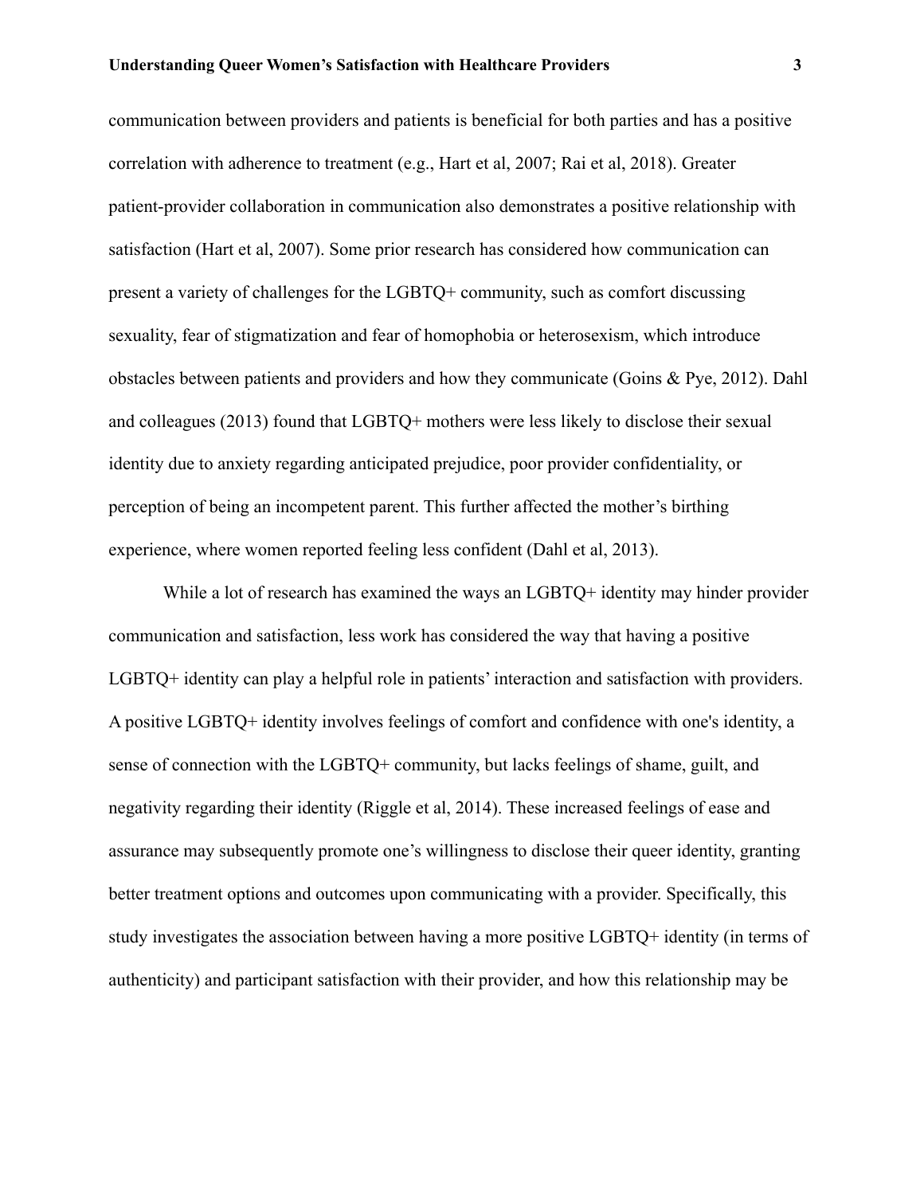communication between providers and patients is beneficial for both parties and has a positive correlation with adherence to treatment (e.g., Hart et al, 2007; Rai et al, 2018). Greater patient-provider collaboration in communication also demonstrates a positive relationship with satisfaction (Hart et al, 2007). Some prior research has considered how communication can present a variety of challenges for the LGBTQ+ community, such as comfort discussing sexuality, fear of stigmatization and fear of homophobia or heterosexism, which introduce obstacles between patients and providers and how they communicate (Goins & Pye, 2012). Dahl and colleagues (2013) found that LGBTQ+ mothers were less likely to disclose their sexual identity due to anxiety regarding anticipated prejudice, poor provider confidentiality, or perception of being an incompetent parent. This further affected the mother's birthing experience, where women reported feeling less confident (Dahl et al, 2013).

While a lot of research has examined the ways an LGBTQ+ identity may hinder provider communication and satisfaction, less work has considered the way that having a positive LGBTQ+ identity can play a helpful role in patients' interaction and satisfaction with providers. A positive LGBTQ+ identity involves feelings of comfort and confidence with one's identity, a sense of connection with the LGBTQ+ community, but lacks feelings of shame, guilt, and negativity regarding their identity (Riggle et al, 2014). These increased feelings of ease and assurance may subsequently promote one's willingness to disclose their queer identity, granting better treatment options and outcomes upon communicating with a provider. Specifically, this study investigates the association between having a more positive LGBTQ+ identity (in terms of authenticity) and participant satisfaction with their provider, and how this relationship may be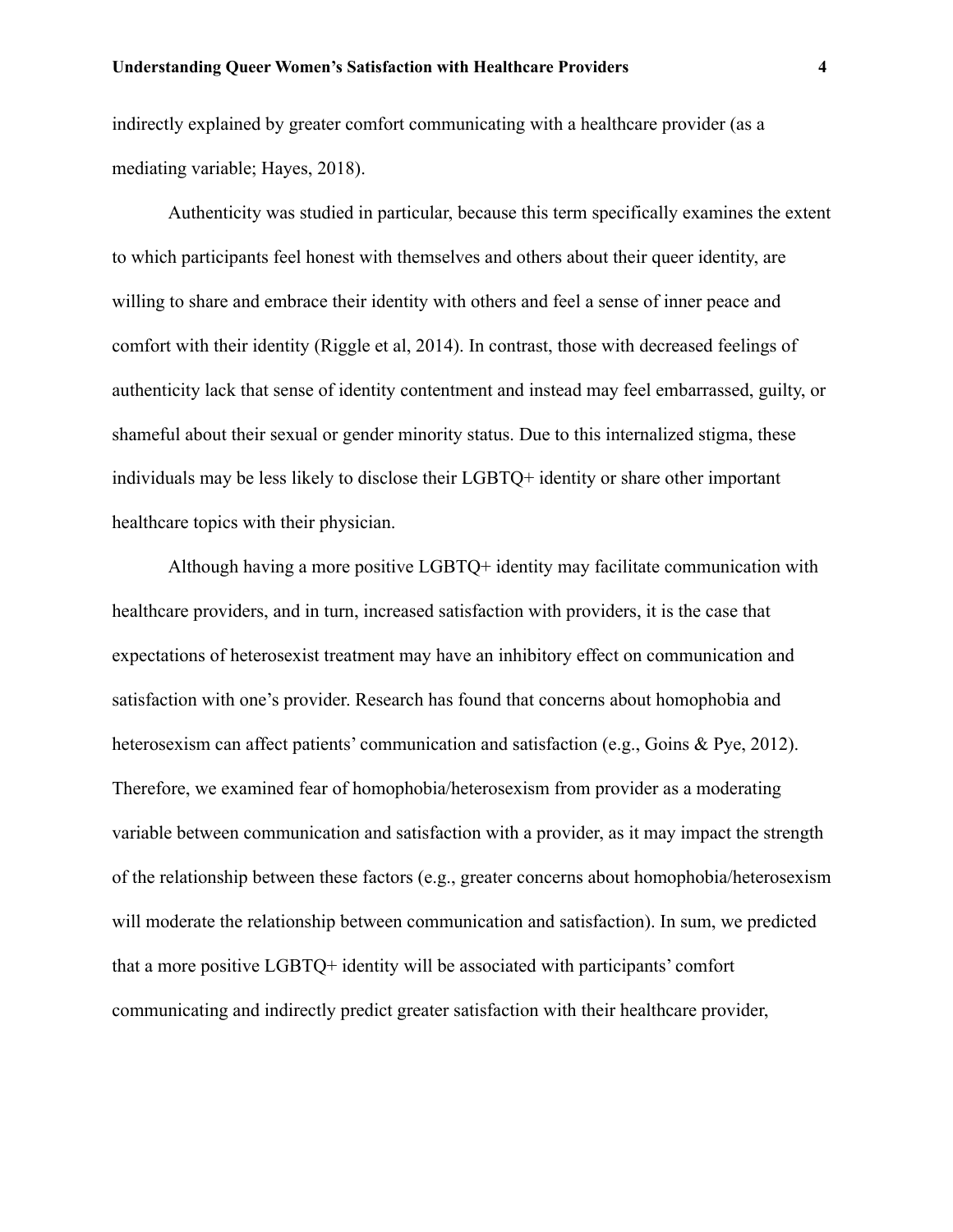indirectly explained by greater comfort communicating with a healthcare provider (as a mediating variable; Hayes, 2018).

Authenticity was studied in particular, because this term specifically examines the extent to which participants feel honest with themselves and others about their queer identity, are willing to share and embrace their identity with others and feel a sense of inner peace and comfort with their identity (Riggle et al, 2014). In contrast, those with decreased feelings of authenticity lack that sense of identity contentment and instead may feel embarrassed, guilty, or shameful about their sexual or gender minority status. Due to this internalized stigma, these individuals may be less likely to disclose their LGBTQ+ identity or share other important healthcare topics with their physician.

Although having a more positive LGBTQ+ identity may facilitate communication with healthcare providers, and in turn, increased satisfaction with providers, it is the case that expectations of heterosexist treatment may have an inhibitory effect on communication and satisfaction with one's provider. Research has found that concerns about homophobia and heterosexism can affect patients' communication and satisfaction (e.g., Goins & Pye, 2012). Therefore, we examined fear of homophobia/heterosexism from provider as a moderating variable between communication and satisfaction with a provider, as it may impact the strength of the relationship between these factors (e.g., greater concerns about homophobia/heterosexism will moderate the relationship between communication and satisfaction). In sum, we predicted that a more positive LGBTQ+ identity will be associated with participants' comfort communicating and indirectly predict greater satisfaction with their healthcare provider,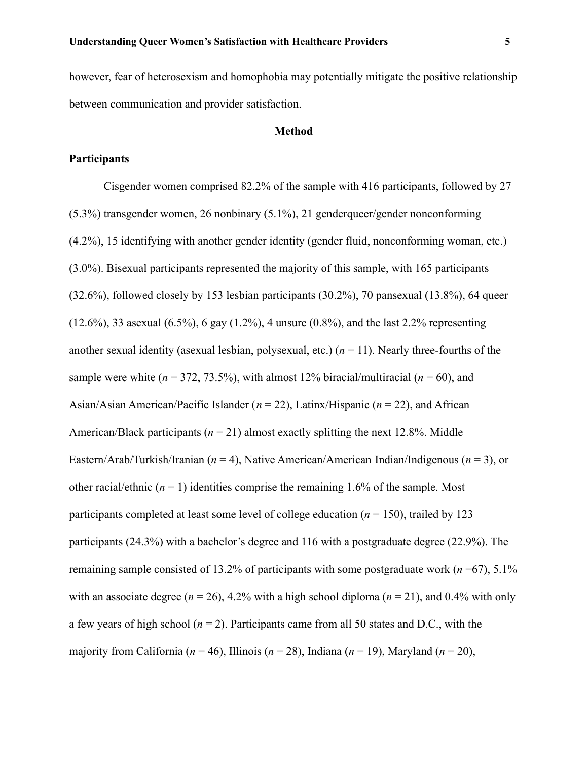however, fear of heterosexism and homophobia may potentially mitigate the positive relationship between communication and provider satisfaction.

## Method

### Participants

Cisgender women comprised 82.2% of the sample with 416 participants, followed by 27 (5.3%) transgender women, 26 nonbinary (5.1%), 21 genderqueer/gender nonconforming (4.2%), 15 identifying with another gender identity (gender fluid, nonconforming woman, etc.) (3.0%). Bisexual participants represented the majority of this sample, with 165 participants (32.6%), followed closely by 153 lesbian participants (30.2%), 70 pansexual (13.8%), 64 queer (12.6%), 33 asexual (6.5%), 6 gay (1.2%), 4 unsure (0.8%), and the last 2.2% representing another sexual identity (asexual lesbian, polysexual, etc.) ($n$ = 11). Nearly three-fourths of the sample were white ($n$ = 372, 73.5%), with almost 12% biracial/multiracial ($n$ = 60), and Asian/Asian American/Pacific Islander ($n$ = 22), Latinx/Hispanic ($n$ = 22), and African American/Black participants ($n$ = 21) almost exactly splitting the next 12.8%. Middle Eastern/Arab/Turkish/Iranian ($n$ = 4), Native American/American Indian/Indigenous ($n$ = 3), or other racial/ethnic ($n$ = 1) identities comprise the remaining 1.6% of the sample. Most participants completed at least some level of college education ($n$ = 150), trailed by 123 participants (24.3%) with a bachelor's degree and 116 with a postgraduate degree (22.9%). The remaining sample consisted of 13.2% of participants with some postgraduate work ($n$ =67), 5.1% with an associate degree ($n$ = 26), 4.2% with a high school diploma ($n$ = 21), and 0.4% with only a few years of high school ($n$ = 2). Participants came from all 50 states and D.C., with the majority from California ($n$ = 46), Illinois ($n$ = 28), Indiana ($n$ = 19), Maryland ($n$ = 20),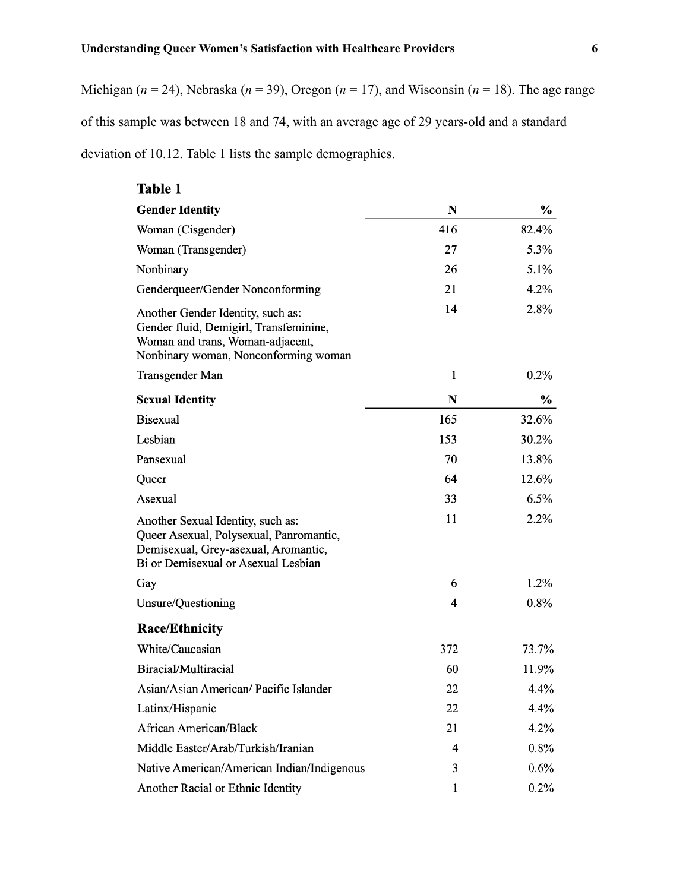Michigan (*n* = 24), Nebraska (*n* = 39), Oregon (*n* = 17), and Wisconsin (*n* = 18). The age range of this sample was between 18 and 74, with an average age of 29 years-old and a standard deviation of 10.12. Table 1 lists the sample demographics.

**Table 1**

| **Gender Identity** | **N** | **%** |
|---|---|---|
| Woman (Cisgender) | 416 | 82.4% |
| Woman (Transgender) | 27 | 5.3% |
| Nonbinary | 26 | 5.1% |
| Genderqueer/Gender Nonconforming | 21 | 4.2% |
| Another Gender Identity, such as: Gender fluid, Demigirl, Transfeminine, Woman and trans, Woman-adjacent, Nonbinary woman, Nonconforming woman | 14 | 2.8% |
| Transgender Man | 1 | 0.2% |
| **Sexual Identity** | **N** | **%** |
| Bisexual | 165 | 32.6% |
| Lesbian | 153 | 30.2% |
| Pansexual | 70 | 13.8% |
| Queer | 64 | 12.6% |
| Asexual | 33 | 6.5% |
| Another Sexual Identity, such as: Queer Asexual, Polysexual, Panromantic, Demisexual, Grey-asexual, Aromantic, Bi or Demisexual or Asexual Lesbian | 11 | 2.2% |
| Gay | 6 | 1.2% |
| Unsure/Questioning | 4 | 0.8% |
| **Race/Ethnicity** | | |
| White/Caucasian | 372 | 73.7% |
| Biracial/Multiracial | 60 | 11.9% |
| Asian/Asian American/ Pacific Islander | 22 | 4.4% |
| Latinx/Hispanic | 22 | 4.4% |
| African American/Black | 21 | 4.2% |
| Middle Easter/Arab/Turkish/Iranian | 4 | 0.8% |
| Native American/American Indian/Indigenous | 3 | 0.6% |
| Another Racial or Ethnic Identity | 1 | 0.2% |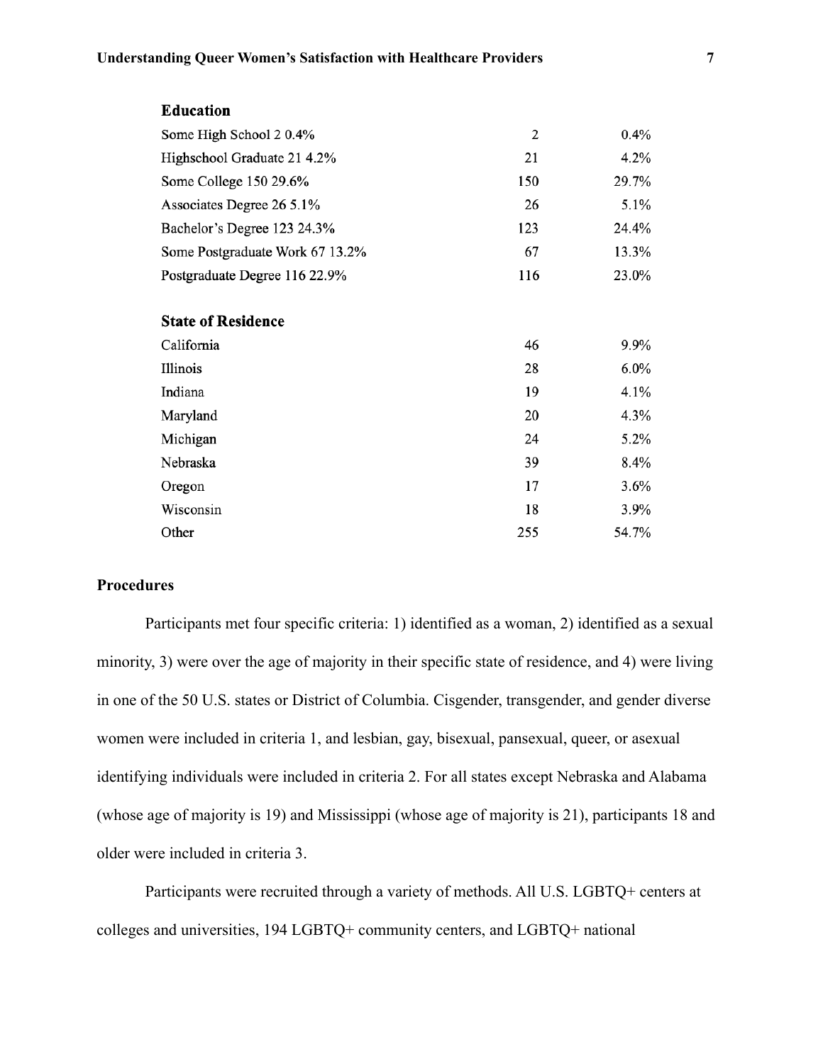| | | |
|---|---|---|
| **Education** | | |
| Some High School 2 0.4% | 2 | 0.4% |
| Highschool Graduate 21 4.2% | 21 | 4.2% |
| Some College 150 29.6% | 150 | 29.7% |
| Associates Degree 26 5.1% | 26 | 5.1% |
| Bachelor's Degree 123 24.3% | 123 | 24.4% |
| Some Postgraduate Work 67 13.2% | 67 | 13.3% |
| Postgraduate Degree 116 22.9% | 116 | 23.0% |
| | | |
| **State of Residence** | | |
| California | 46 | 9.9% |
| Illinois | 28 | 6.0% |
| Indiana | 19 | 4.1% |
| Maryland | 20 | 4.3% |
| Michigan | 24 | 5.2% |
| Nebraska | 39 | 8.4% |
| Oregon | 17 | 3.6% |
| Wisconsin | 18 | 3.9% |
| Other | 255 | 54.7% |

## Procedures

Participants met four specific criteria: 1) identified as a woman, 2) identified as a sexual minority, 3) were over the age of majority in their specific state of residence, and 4) were living in one of the 50 U.S. states or District of Columbia. Cisgender, transgender, and gender diverse women were included in criteria 1, and lesbian, gay, bisexual, pansexual, queer, or asexual identifying individuals were included in criteria 2. For all states except Nebraska and Alabama (whose age of majority is 19) and Mississippi (whose age of majority is 21), participants 18 and older were included in criteria 3.

Participants were recruited through a variety of methods. All U.S. LGBTQ+ centers at colleges and universities, 194 LGBTQ+ community centers, and LGBTQ+ national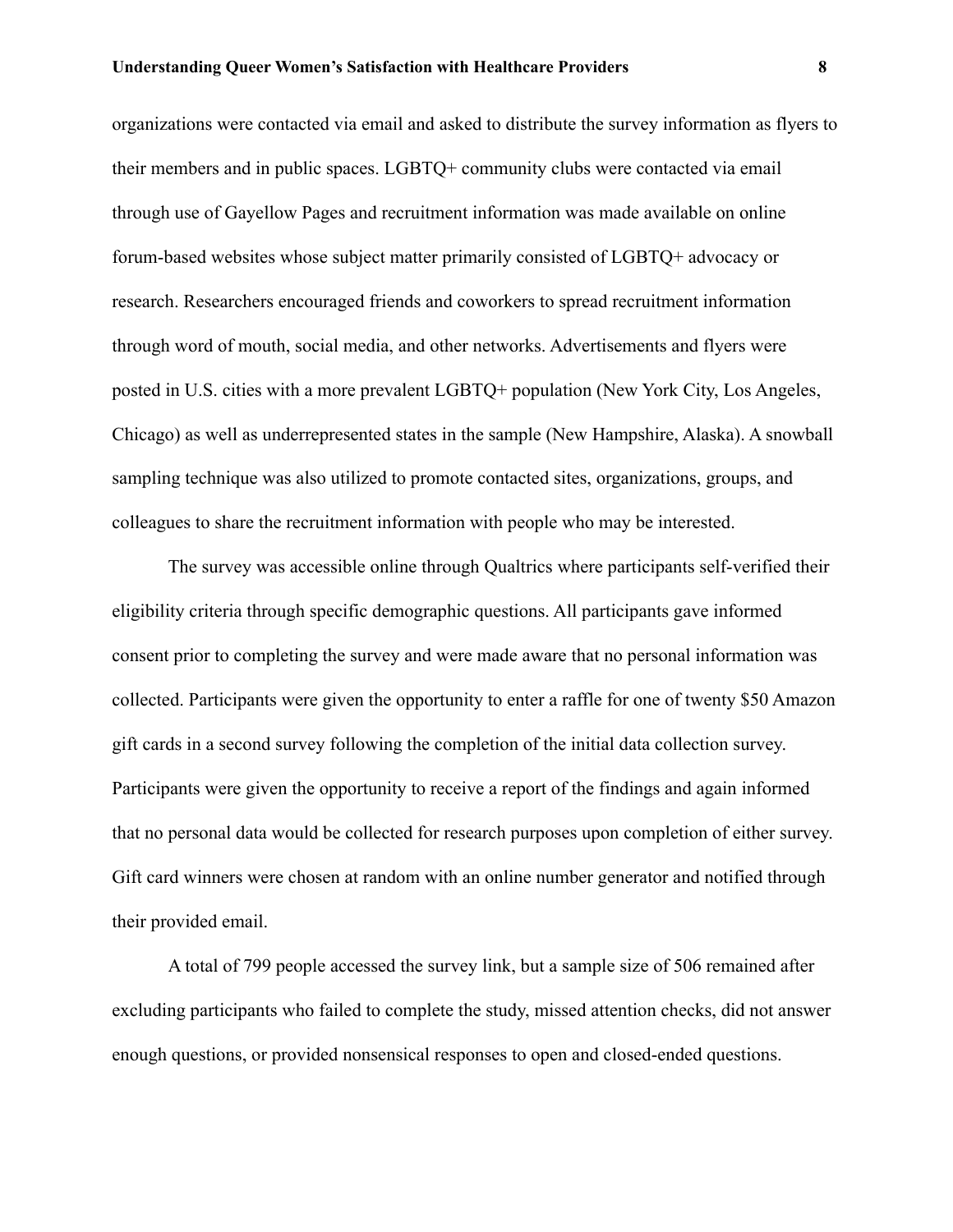organizations were contacted via email and asked to distribute the survey information as flyers to their members and in public spaces. LGBTQ+ community clubs were contacted via email through use of Gayellow Pages and recruitment information was made available on online forum-based websites whose subject matter primarily consisted of LGBTQ+ advocacy or research. Researchers encouraged friends and coworkers to spread recruitment information through word of mouth, social media, and other networks. Advertisements and flyers were posted in U.S. cities with a more prevalent LGBTQ+ population (New York City, Los Angeles, Chicago) as well as underrepresented states in the sample (New Hampshire, Alaska). A snowball sampling technique was also utilized to promote contacted sites, organizations, groups, and colleagues to share the recruitment information with people who may be interested.

The survey was accessible online through Qualtrics where participants self-verified their eligibility criteria through specific demographic questions. All participants gave informed consent prior to completing the survey and were made aware that no personal information was collected. Participants were given the opportunity to enter a raffle for one of twenty $50 Amazon gift cards in a second survey following the completion of the initial data collection survey. Participants were given the opportunity to receive a report of the findings and again informed that no personal data would be collected for research purposes upon completion of either survey. Gift card winners were chosen at random with an online number generator and notified through their provided email.

A total of 799 people accessed the survey link, but a sample size of 506 remained after excluding participants who failed to complete the study, missed attention checks, did not answer enough questions, or provided nonsensical responses to open and closed-ended questions.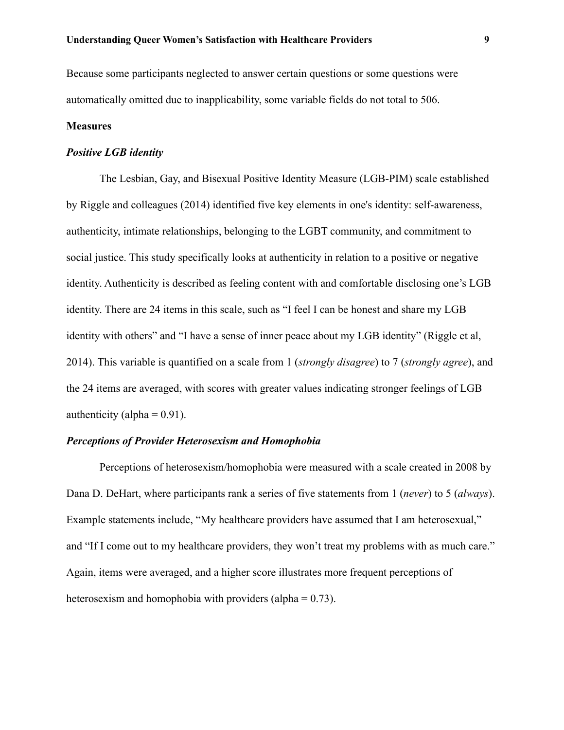Because some participants neglected to answer certain questions or some questions were automatically omitted due to inapplicability, some variable fields do not total to 506.

## Measures

### *Positive LGB identity*

The Lesbian, Gay, and Bisexual Positive Identity Measure (LGB-PIM) scale established by Riggle and colleagues (2014) identified five key elements in one's identity: self-awareness, authenticity, intimate relationships, belonging to the LGBT community, and commitment to social justice. This study specifically looks at authenticity in relation to a positive or negative identity. Authenticity is described as feeling content with and comfortable disclosing one's LGB identity. There are 24 items in this scale, such as "I feel I can be honest and share my LGB identity with others" and "I have a sense of inner peace about my LGB identity" (Riggle et al, 2014). This variable is quantified on a scale from 1 (*strongly disagree*) to 7 (*strongly agree*), and the 24 items are averaged, with scores with greater values indicating stronger feelings of LGB authenticity (alpha = 0.91).

### *Perceptions of Provider Heterosexism and Homophobia*

Perceptions of heterosexism/homophobia were measured with a scale created in 2008 by Dana D. DeHart, where participants rank a series of five statements from 1 (*never*) to 5 (*always*). Example statements include, "My healthcare providers have assumed that I am heterosexual," and "If I come out to my healthcare providers, they won't treat my problems with as much care." Again, items were averaged, and a higher score illustrates more frequent perceptions of heterosexism and homophobia with providers (alpha = 0.73).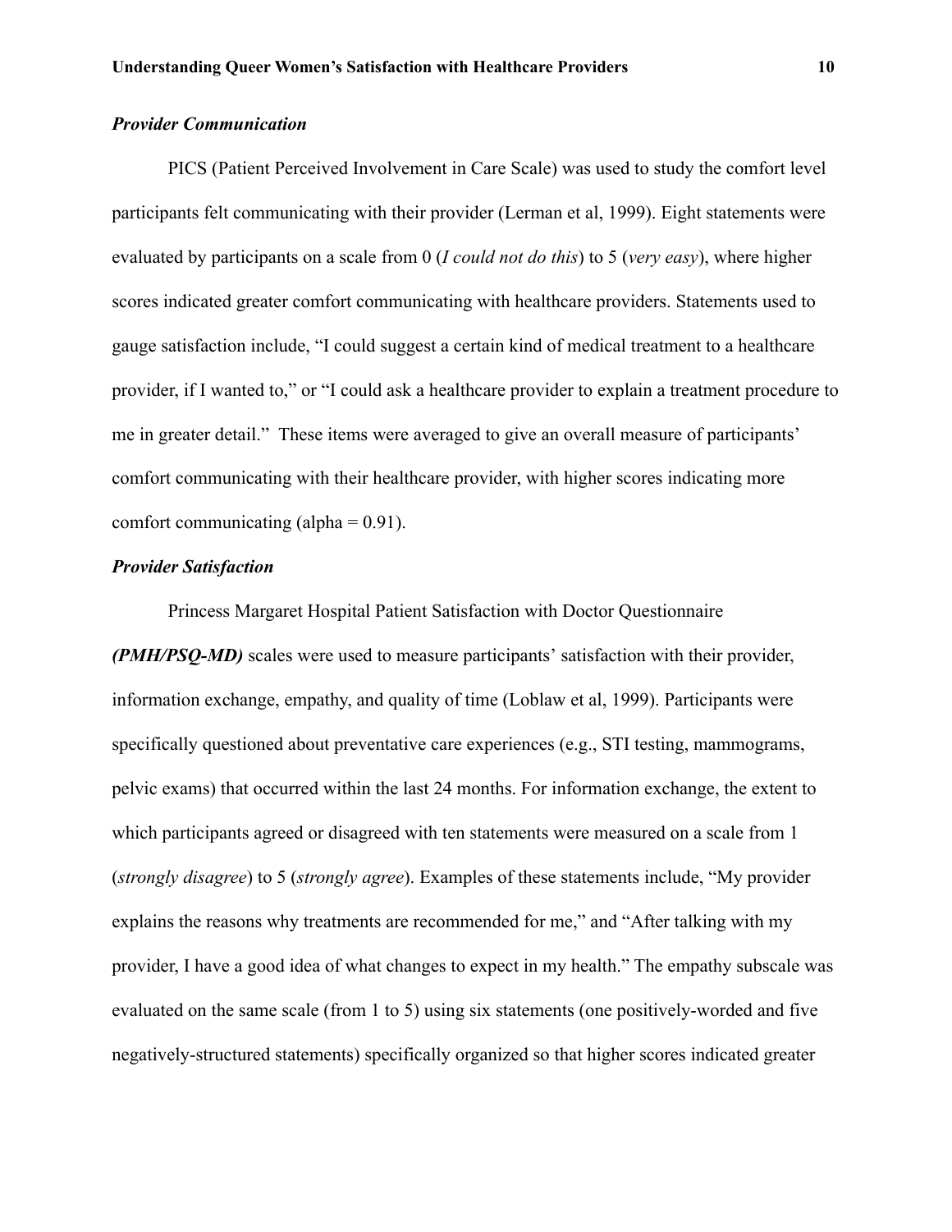### *Provider Communication*

PICS (Patient Perceived Involvement in Care Scale) was used to study the comfort level participants felt communicating with their provider (Lerman et al, 1999). Eight statements were evaluated by participants on a scale from 0 (*I could not do this*) to 5 (*very easy*), where higher scores indicated greater comfort communicating with healthcare providers. Statements used to gauge satisfaction include, "I could suggest a certain kind of medical treatment to a healthcare provider, if I wanted to," or "I could ask a healthcare provider to explain a treatment procedure to me in greater detail." These items were averaged to give an overall measure of participants' comfort communicating with their healthcare provider, with higher scores indicating more comfort communicating (alpha = 0.91).

### *Provider Satisfaction*

Princess Margaret Hospital Patient Satisfaction with Doctor Questionnaire ***(PMH/PSQ-MD)*** scales were used to measure participants' satisfaction with their provider, information exchange, empathy, and quality of time (Loblaw et al, 1999). Participants were specifically questioned about preventative care experiences (e.g., STI testing, mammograms, pelvic exams) that occurred within the last 24 months. For information exchange, the extent to which participants agreed or disagreed with ten statements were measured on a scale from 1 (*strongly disagree*) to 5 (*strongly agree*). Examples of these statements include, "My provider explains the reasons why treatments are recommended for me," and "After talking with my provider, I have a good idea of what changes to expect in my health." The empathy subscale was evaluated on the same scale (from 1 to 5) using six statements (one positively-worded and five negatively-structured statements) specifically organized so that higher scores indicated greater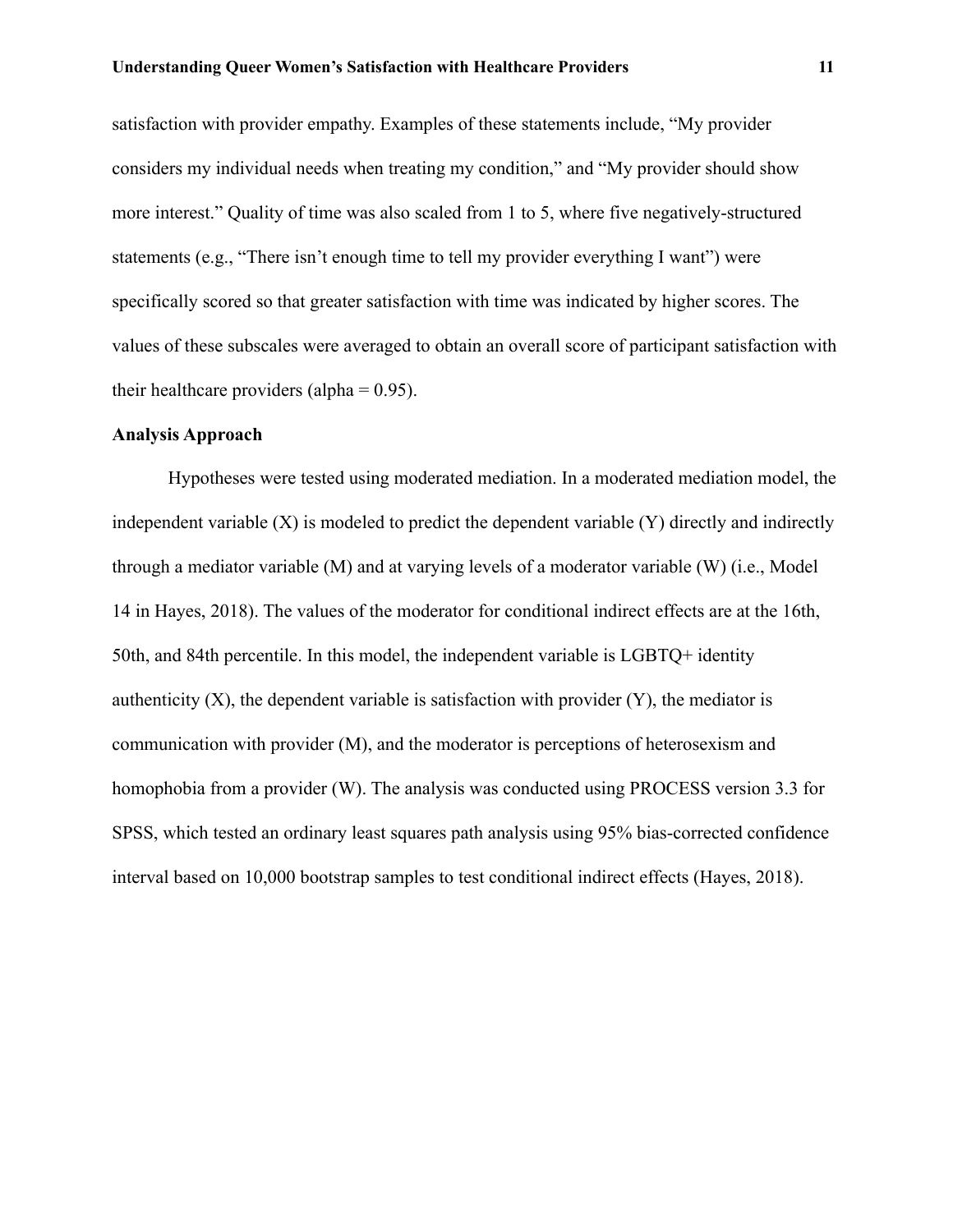satisfaction with provider empathy. Examples of these statements include, "My provider considers my individual needs when treating my condition," and "My provider should show more interest." Quality of time was also scaled from 1 to 5, where five negatively-structured statements (e.g., "There isn't enough time to tell my provider everything I want") were specifically scored so that greater satisfaction with time was indicated by higher scores. The values of these subscales were averaged to obtain an overall score of participant satisfaction with their healthcare providers (alpha = 0.95).

**Analysis Approach**

Hypotheses were tested using moderated mediation. In a moderated mediation model, the independent variable (X) is modeled to predict the dependent variable (Y) directly and indirectly through a mediator variable (M) and at varying levels of a moderator variable (W) (i.e., Model 14 in Hayes, 2018). The values of the moderator for conditional indirect effects are at the 16th, 50th, and 84th percentile. In this model, the independent variable is LGBTQ+ identity authenticity (X), the dependent variable is satisfaction with provider (Y), the mediator is communication with provider (M), and the moderator is perceptions of heterosexism and homophobia from a provider (W). The analysis was conducted using PROCESS version 3.3 for SPSS, which tested an ordinary least squares path analysis using 95% bias-corrected confidence interval based on 10,000 bootstrap samples to test conditional indirect effects (Hayes, 2018).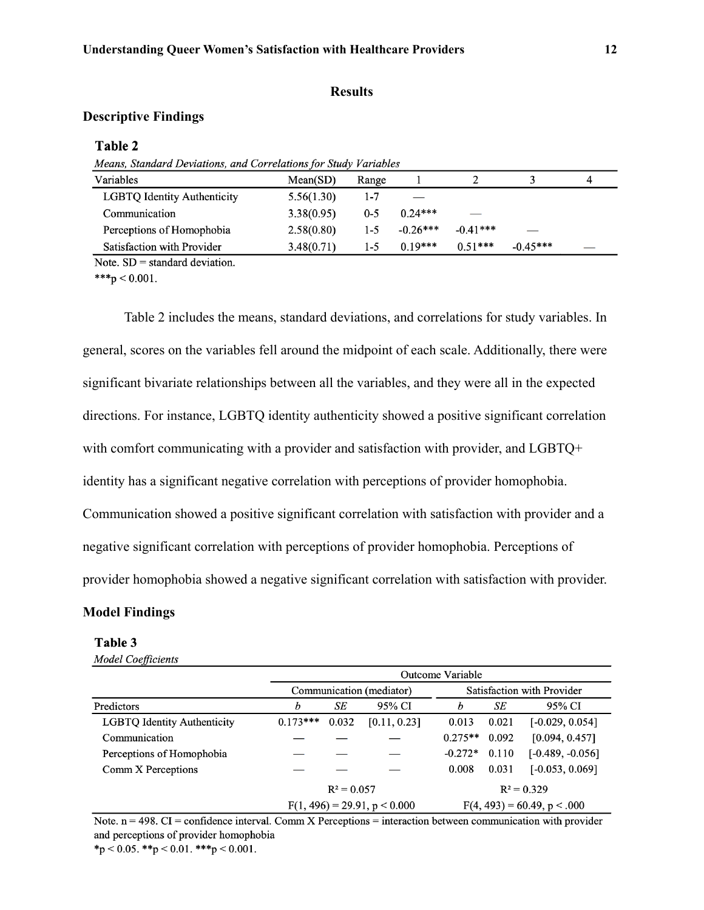## Results

### Descriptive Findings

**Table 2**

*Means, Standard Deviations, and Correlations for Study Variables*

| Variables | Mean(SD) | Range | 1 | 2 | 3 | 4 |
|---|---|---|---|---|---|---|
| LGBTQ Identity Authenticity | 5.56(1.30) | 1-7 | — | | | |
| Communication | 3.38(0.95) | 0-5 | 0.24*** | — | | |
| Perceptions of Homophobia | 2.58(0.80) | 1-5 | -0.26*** | -0.41*** | — | |
| Satisfaction with Provider | 3.48(0.71) | 1-5 | 0.19*** | 0.51*** | -0.45*** | — |

Note. SD = standard deviation.
***$p < 0.001$.

Table 2 includes the means, standard deviations, and correlations for study variables. In general, scores on the variables fell around the midpoint of each scale. Additionally, there were significant bivariate relationships between all the variables, and they were all in the expected directions. For instance, LGBTQ identity authenticity showed a positive significant correlation with comfort communicating with a provider and satisfaction with provider, and LGBTQ+ identity has a significant negative correlation with perceptions of provider homophobia. Communication showed a positive significant correlation with satisfaction with provider and a negative significant correlation with perceptions of provider homophobia. Perceptions of provider homophobia showed a negative significant correlation with satisfaction with provider.

### Model Findings

**Table 3**

*Model Coefficients*

| | Outcome Variable | | | | | |
|---|---|---|---|---|---|---|
| | Communication (mediator) | | | Satisfaction with Provider | | |
| Predictors | *b* | *SE* | 95% CI | *b* | *SE* | 95% CI |
| LGBTQ Identity Authenticity | 0.173*** | 0.032 | [0.11, 0.23] | 0.013 | 0.021 | [-0.029, 0.054] |
| Communication | — | — | — | 0.275** | 0.092 | [0.094, 0.457] |
| Perceptions of Homophobia | — | — | — | -0.272* | 0.110 | [-0.489, -0.056] |
| Comm X Perceptions | — | — | — | 0.008 | 0.031 | [-0.053, 0.069] |
| | $R^2 = 0.057$ | | | $R^2 = 0.329$ | | |
| | $F(1, 496) = 29.91$, $p < 0.000$ | | | $F(4, 493) = 60.49$, $p < .000$ | | |

Note. n = 498. CI = confidence interval. Comm X Perceptions = interaction between communication with provider and perceptions of provider homophobia
*$p < 0.05$. **$p < 0.01$. ***$p < 0.001$.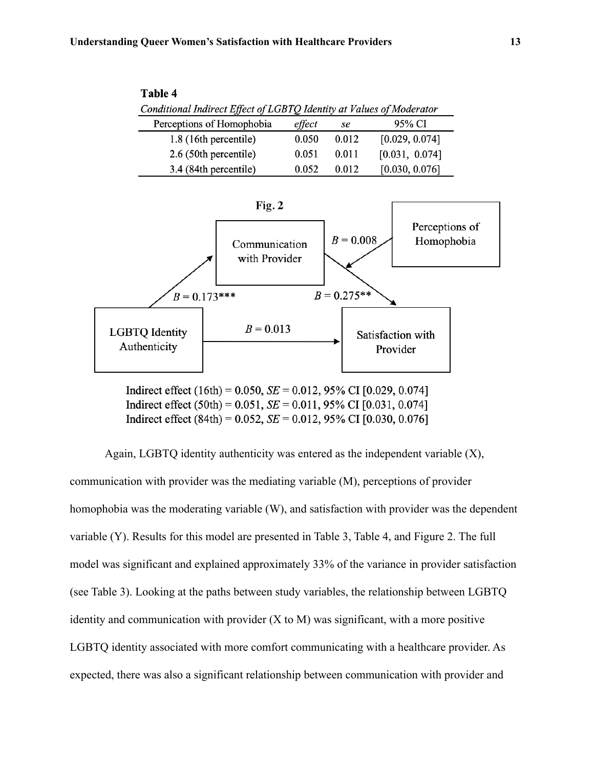**Table 4**

*Conditional Indirect Effect of LGBTQ Identity at Values of Moderator*

| Perceptions of Homophobia | *effect* | *se* | 95% CI |
|---|---|---|---|
| 1.8 (16th percentile) | 0.050 | 0.012 | [0.029, 0.074] |
| 2.6 (50th percentile) | 0.051 | 0.011 | [0.031, 0.074] |
| 3.4 (84th percentile) | 0.052 | 0.012 | [0.030, 0.076] |

**Fig. 2**

Communication with Provider

Perceptions of Homophobia

$B = 0.008$

$B = 0.173$***

$B = 0.275$**

LGBTQ Identity Authenticity

$B = 0.013$

Satisfaction with Provider

Indirect effect (16th) = 0.050, *SE* = 0.012, 95% CI [0.029, 0.074]
Indirect effect (50th) = 0.051, *SE* = 0.011, 95% CI [0.031, 0.074]
Indirect effect (84th) = 0.052, *SE* = 0.012, 95% CI [0.030, 0.076]

Again, LGBTQ identity authenticity was entered as the independent variable (X), communication with provider was the mediating variable (M), perceptions of provider homophobia was the moderating variable (W), and satisfaction with provider was the dependent variable (Y). Results for this model are presented in Table 3, Table 4, and Figure 2. The full model was significant and explained approximately 33% of the variance in provider satisfaction (see Table 3). Looking at the paths between study variables, the relationship between LGBTQ identity and communication with provider (X to M) was significant, with a more positive LGBTQ identity associated with more comfort communicating with a healthcare provider. As expected, there was also a significant relationship between communication with provider and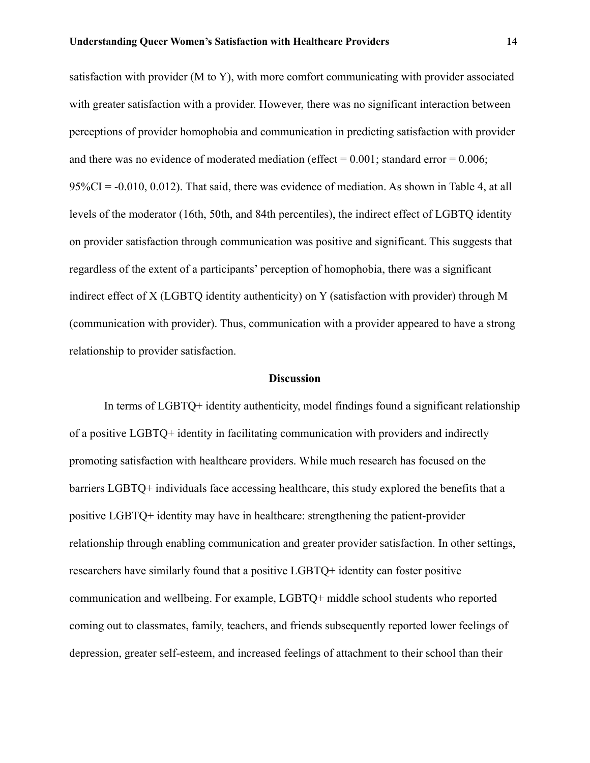satisfaction with provider (M to Y), with more comfort communicating with provider associated with greater satisfaction with a provider. However, there was no significant interaction between perceptions of provider homophobia and communication in predicting satisfaction with provider and there was no evidence of moderated mediation (effect = 0.001; standard error = 0.006; 95%CI = -0.010, 0.012). That said, there was evidence of mediation. As shown in Table 4, at all levels of the moderator (16th, 50th, and 84th percentiles), the indirect effect of LGBTQ identity on provider satisfaction through communication was positive and significant. This suggests that regardless of the extent of a participants' perception of homophobia, there was a significant indirect effect of X (LGBTQ identity authenticity) on Y (satisfaction with provider) through M (communication with provider). Thus, communication with a provider appeared to have a strong relationship to provider satisfaction.

## Discussion

In terms of LGBTQ+ identity authenticity, model findings found a significant relationship of a positive LGBTQ+ identity in facilitating communication with providers and indirectly promoting satisfaction with healthcare providers. While much research has focused on the barriers LGBTQ+ individuals face accessing healthcare, this study explored the benefits that a positive LGBTQ+ identity may have in healthcare: strengthening the patient-provider relationship through enabling communication and greater provider satisfaction. In other settings, researchers have similarly found that a positive LGBTQ+ identity can foster positive communication and wellbeing. For example, LGBTQ+ middle school students who reported coming out to classmates, family, teachers, and friends subsequently reported lower feelings of depression, greater self-esteem, and increased feelings of attachment to their school than their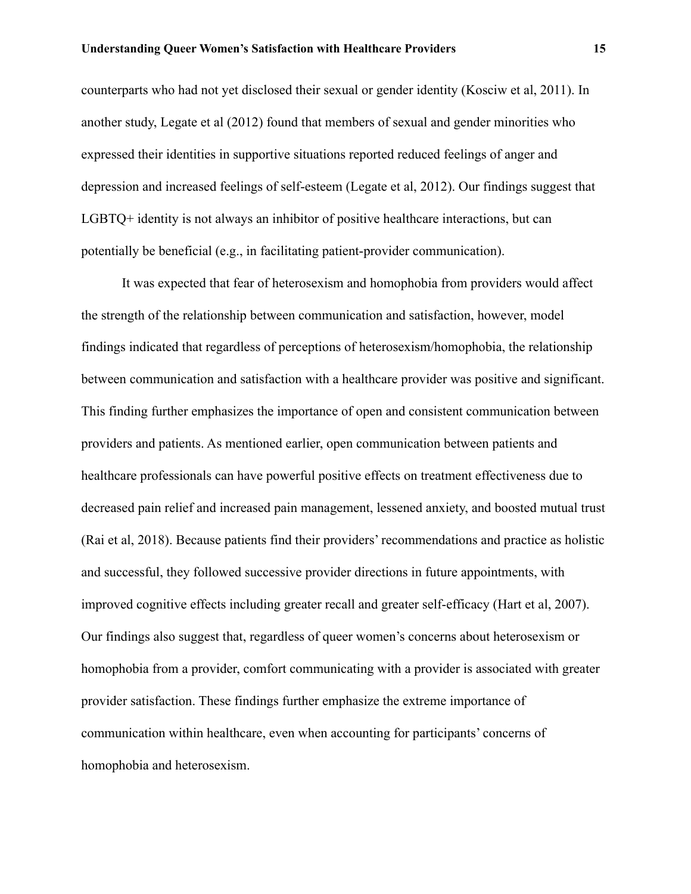counterparts who had not yet disclosed their sexual or gender identity (Kosciw et al, 2011). In another study, Legate et al (2012) found that members of sexual and gender minorities who expressed their identities in supportive situations reported reduced feelings of anger and depression and increased feelings of self-esteem (Legate et al, 2012). Our findings suggest that LGBTQ+ identity is not always an inhibitor of positive healthcare interactions, but can potentially be beneficial (e.g., in facilitating patient-provider communication).

It was expected that fear of heterosexism and homophobia from providers would affect the strength of the relationship between communication and satisfaction, however, model findings indicated that regardless of perceptions of heterosexism/homophobia, the relationship between communication and satisfaction with a healthcare provider was positive and significant. This finding further emphasizes the importance of open and consistent communication between providers and patients. As mentioned earlier, open communication between patients and healthcare professionals can have powerful positive effects on treatment effectiveness due to decreased pain relief and increased pain management, lessened anxiety, and boosted mutual trust (Rai et al, 2018). Because patients find their providers' recommendations and practice as holistic and successful, they followed successive provider directions in future appointments, with improved cognitive effects including greater recall and greater self-efficacy (Hart et al, 2007). Our findings also suggest that, regardless of queer women's concerns about heterosexism or homophobia from a provider, comfort communicating with a provider is associated with greater provider satisfaction. These findings further emphasize the extreme importance of communication within healthcare, even when accounting for participants' concerns of homophobia and heterosexism.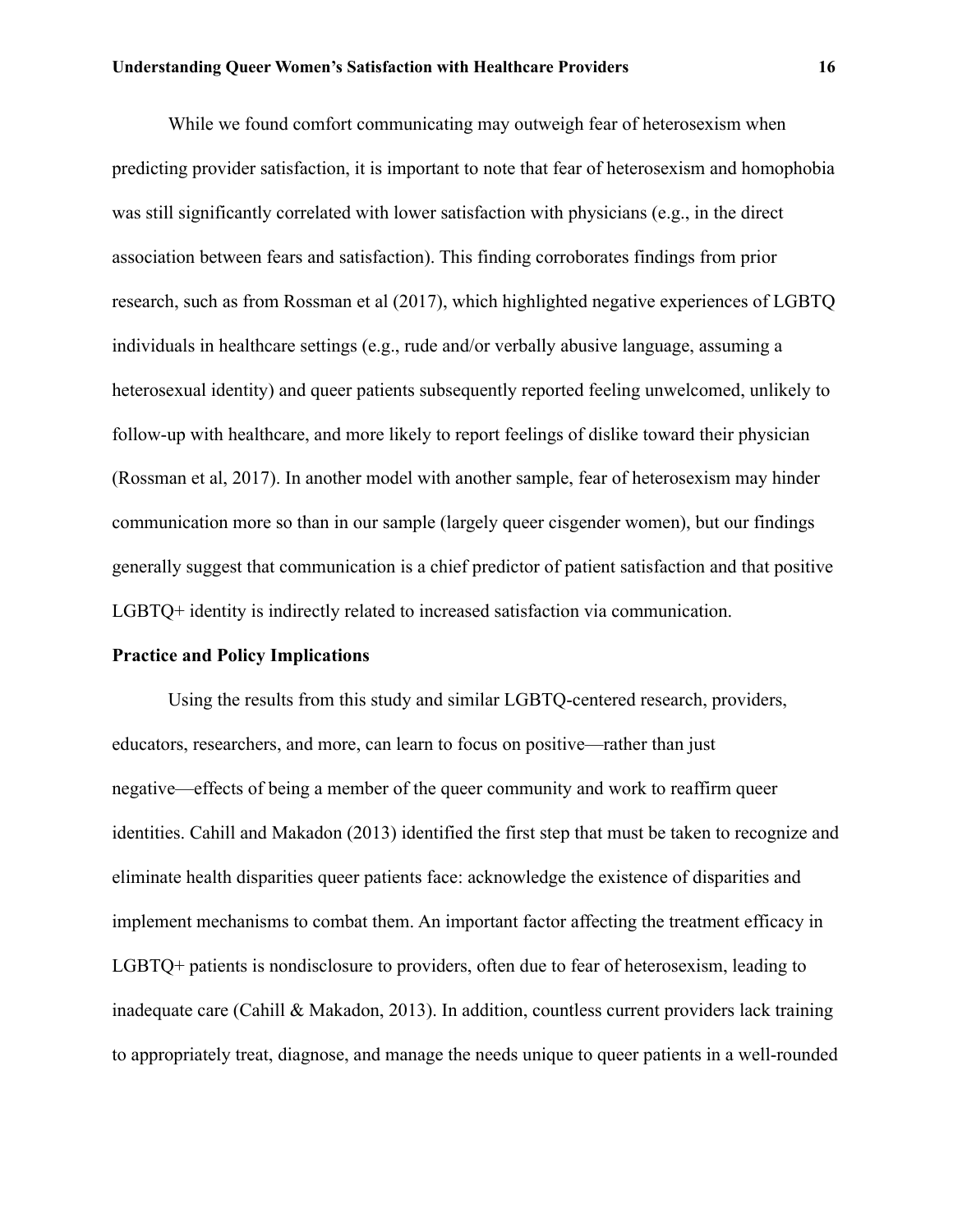While we found comfort communicating may outweigh fear of heterosexism when predicting provider satisfaction, it is important to note that fear of heterosexism and homophobia was still significantly correlated with lower satisfaction with physicians (e.g., in the direct association between fears and satisfaction). This finding corroborates findings from prior research, such as from Rossman et al (2017), which highlighted negative experiences of LGBTQ individuals in healthcare settings (e.g., rude and/or verbally abusive language, assuming a heterosexual identity) and queer patients subsequently reported feeling unwelcomed, unlikely to follow-up with healthcare, and more likely to report feelings of dislike toward their physician (Rossman et al, 2017). In another model with another sample, fear of heterosexism may hinder communication more so than in our sample (largely queer cisgender women), but our findings generally suggest that communication is a chief predictor of patient satisfaction and that positive LGBTQ+ identity is indirectly related to increased satisfaction via communication.

## Practice and Policy Implications

Using the results from this study and similar LGBTQ-centered research, providers, educators, researchers, and more, can learn to focus on positive—rather than just negative—effects of being a member of the queer community and work to reaffirm queer identities. Cahill and Makadon (2013) identified the first step that must be taken to recognize and eliminate health disparities queer patients face: acknowledge the existence of disparities and implement mechanisms to combat them. An important factor affecting the treatment efficacy in LGBTQ+ patients is nondisclosure to providers, often due to fear of heterosexism, leading to inadequate care (Cahill & Makadon, 2013). In addition, countless current providers lack training to appropriately treat, diagnose, and manage the needs unique to queer patients in a well-rounded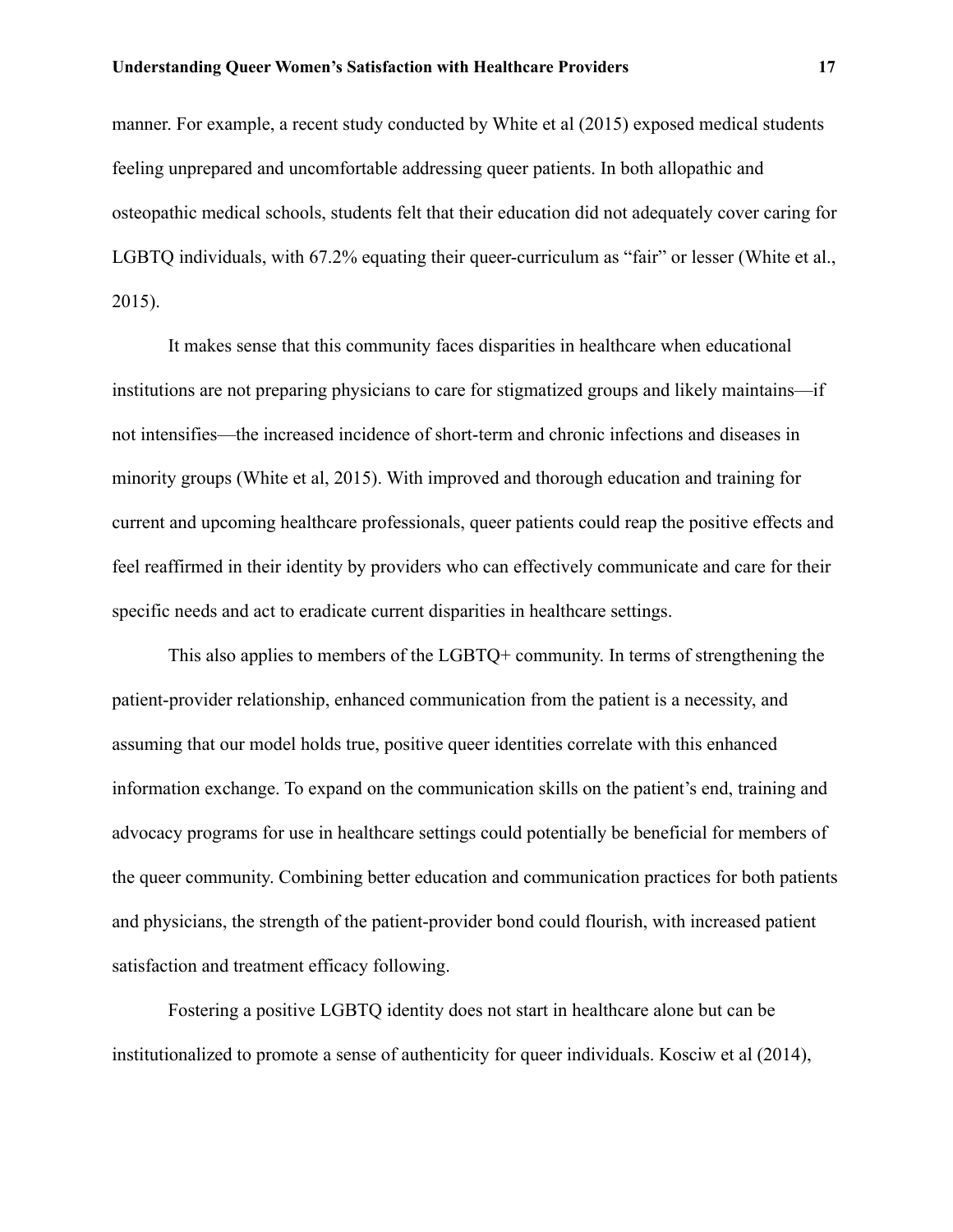manner. For example, a recent study conducted by White et al (2015) exposed medical students feeling unprepared and uncomfortable addressing queer patients. In both allopathic and osteopathic medical schools, students felt that their education did not adequately cover caring for LGBTQ individuals, with 67.2% equating their queer-curriculum as "fair" or lesser (White et al., 2015).

It makes sense that this community faces disparities in healthcare when educational institutions are not preparing physicians to care for stigmatized groups and likely maintains—if not intensifies—the increased incidence of short-term and chronic infections and diseases in minority groups (White et al, 2015). With improved and thorough education and training for current and upcoming healthcare professionals, queer patients could reap the positive effects and feel reaffirmed in their identity by providers who can effectively communicate and care for their specific needs and act to eradicate current disparities in healthcare settings.

This also applies to members of the LGBTQ+ community. In terms of strengthening the patient-provider relationship, enhanced communication from the patient is a necessity, and assuming that our model holds true, positive queer identities correlate with this enhanced information exchange. To expand on the communication skills on the patient's end, training and advocacy programs for use in healthcare settings could potentially be beneficial for members of the queer community. Combining better education and communication practices for both patients and physicians, the strength of the patient-provider bond could flourish, with increased patient satisfaction and treatment efficacy following.

Fostering a positive LGBTQ identity does not start in healthcare alone but can be institutionalized to promote a sense of authenticity for queer individuals. Kosciw et al (2014),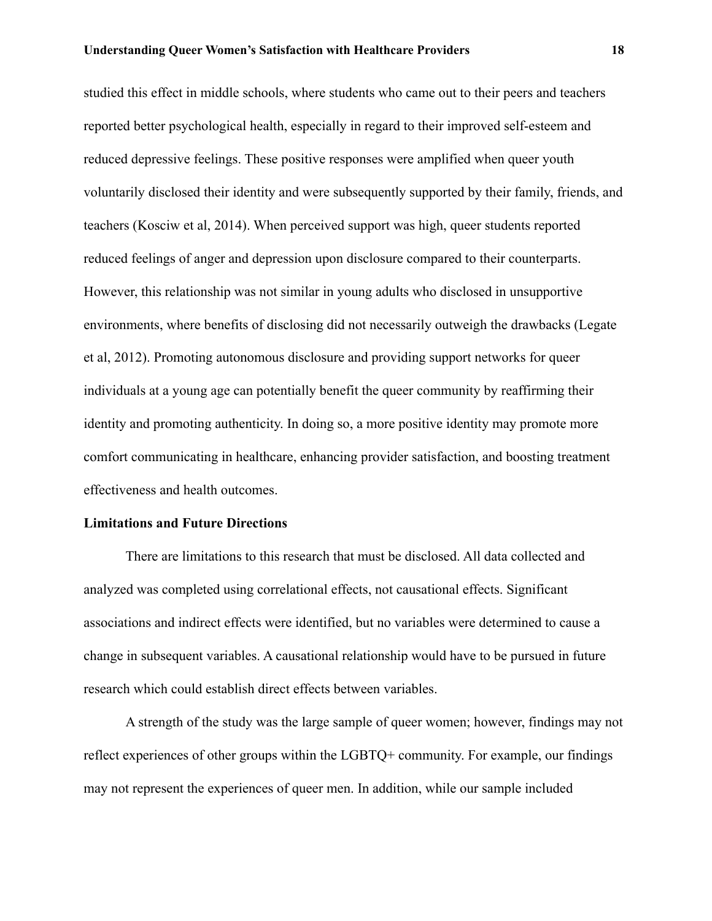studied this effect in middle schools, where students who came out to their peers and teachers reported better psychological health, especially in regard to their improved self-esteem and reduced depressive feelings. These positive responses were amplified when queer youth voluntarily disclosed their identity and were subsequently supported by their family, friends, and teachers (Kosciw et al, 2014). When perceived support was high, queer students reported reduced feelings of anger and depression upon disclosure compared to their counterparts. However, this relationship was not similar in young adults who disclosed in unsupportive environments, where benefits of disclosing did not necessarily outweigh the drawbacks (Legate et al, 2012). Promoting autonomous disclosure and providing support networks for queer individuals at a young age can potentially benefit the queer community by reaffirming their identity and promoting authenticity. In doing so, a more positive identity may promote more comfort communicating in healthcare, enhancing provider satisfaction, and boosting treatment effectiveness and health outcomes.

**Limitations and Future Directions**

There are limitations to this research that must be disclosed. All data collected and analyzed was completed using correlational effects, not causational effects. Significant associations and indirect effects were identified, but no variables were determined to cause a change in subsequent variables. A causational relationship would have to be pursued in future research which could establish direct effects between variables.

A strength of the study was the large sample of queer women; however, findings may not reflect experiences of other groups within the LGBTQ+ community. For example, our findings may not represent the experiences of queer men. In addition, while our sample included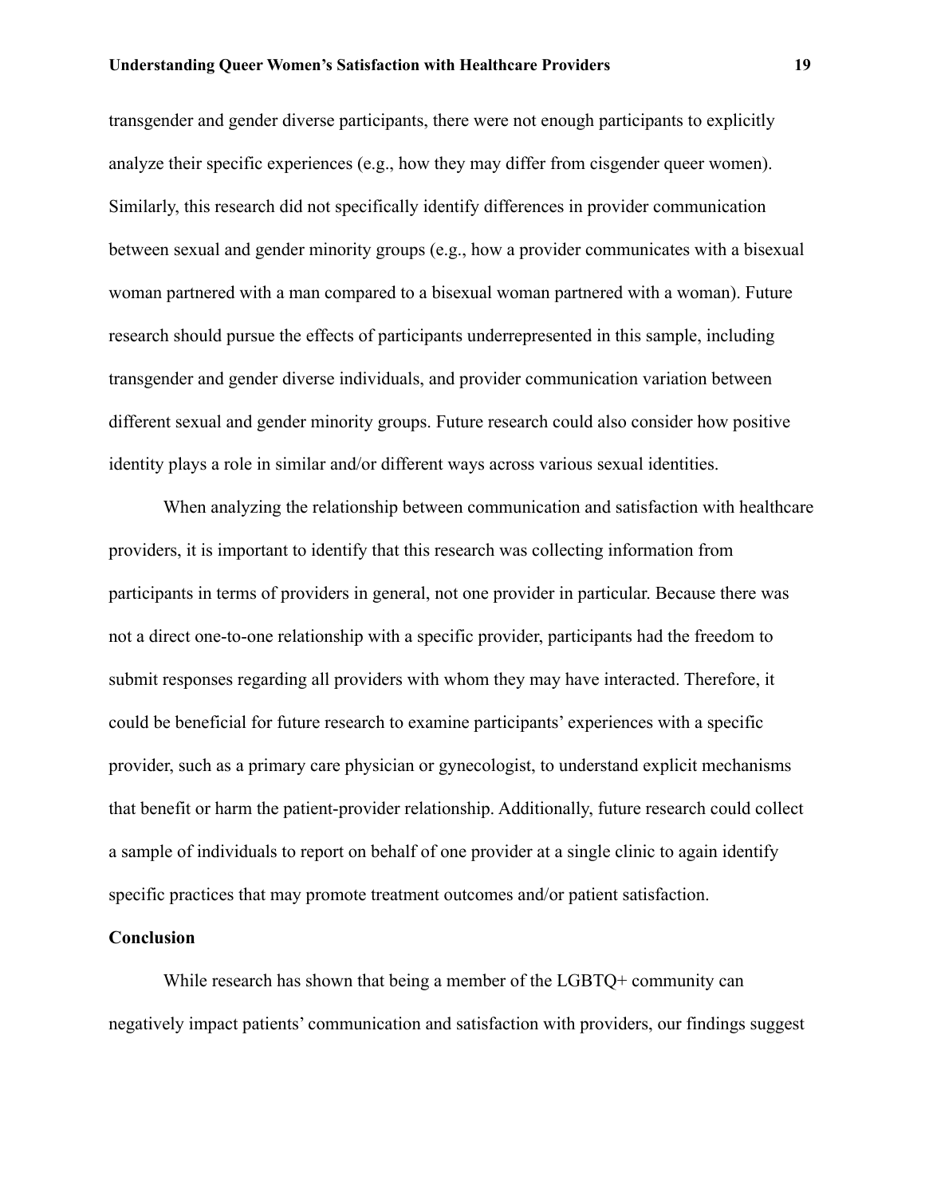transgender and gender diverse participants, there were not enough participants to explicitly analyze their specific experiences (e.g., how they may differ from cisgender queer women). Similarly, this research did not specifically identify differences in provider communication between sexual and gender minority groups (e.g., how a provider communicates with a bisexual woman partnered with a man compared to a bisexual woman partnered with a woman). Future research should pursue the effects of participants underrepresented in this sample, including transgender and gender diverse individuals, and provider communication variation between different sexual and gender minority groups. Future research could also consider how positive identity plays a role in similar and/or different ways across various sexual identities.

When analyzing the relationship between communication and satisfaction with healthcare providers, it is important to identify that this research was collecting information from participants in terms of providers in general, not one provider in particular. Because there was not a direct one-to-one relationship with a specific provider, participants had the freedom to submit responses regarding all providers with whom they may have interacted. Therefore, it could be beneficial for future research to examine participants' experiences with a specific provider, such as a primary care physician or gynecologist, to understand explicit mechanisms that benefit or harm the patient-provider relationship. Additionally, future research could collect a sample of individuals to report on behalf of one provider at a single clinic to again identify specific practices that may promote treatment outcomes and/or patient satisfaction.

## Conclusion

While research has shown that being a member of the LGBTQ+ community can negatively impact patients' communication and satisfaction with providers, our findings suggest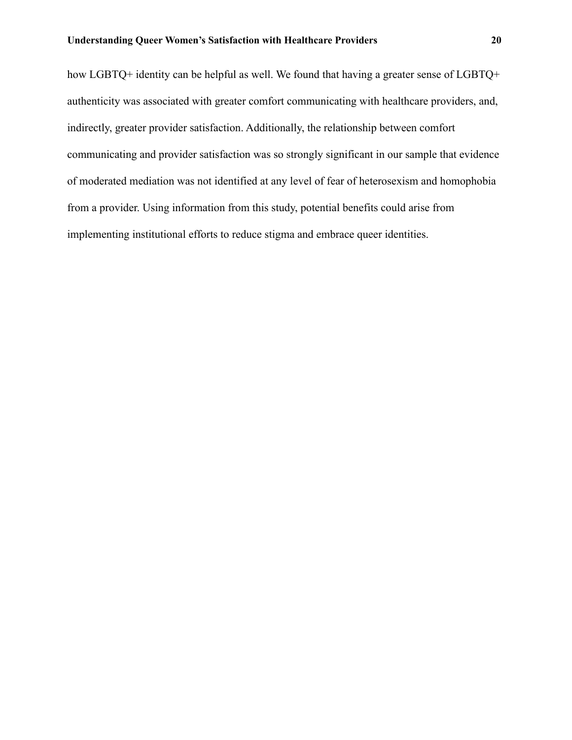how LGBTQ+ identity can be helpful as well. We found that having a greater sense of LGBTQ+ authenticity was associated with greater comfort communicating with healthcare providers, and, indirectly, greater provider satisfaction. Additionally, the relationship between comfort communicating and provider satisfaction was so strongly significant in our sample that evidence of moderated mediation was not identified at any level of fear of heterosexism and homophobia from a provider. Using information from this study, potential benefits could arise from implementing institutional efforts to reduce stigma and embrace queer identities.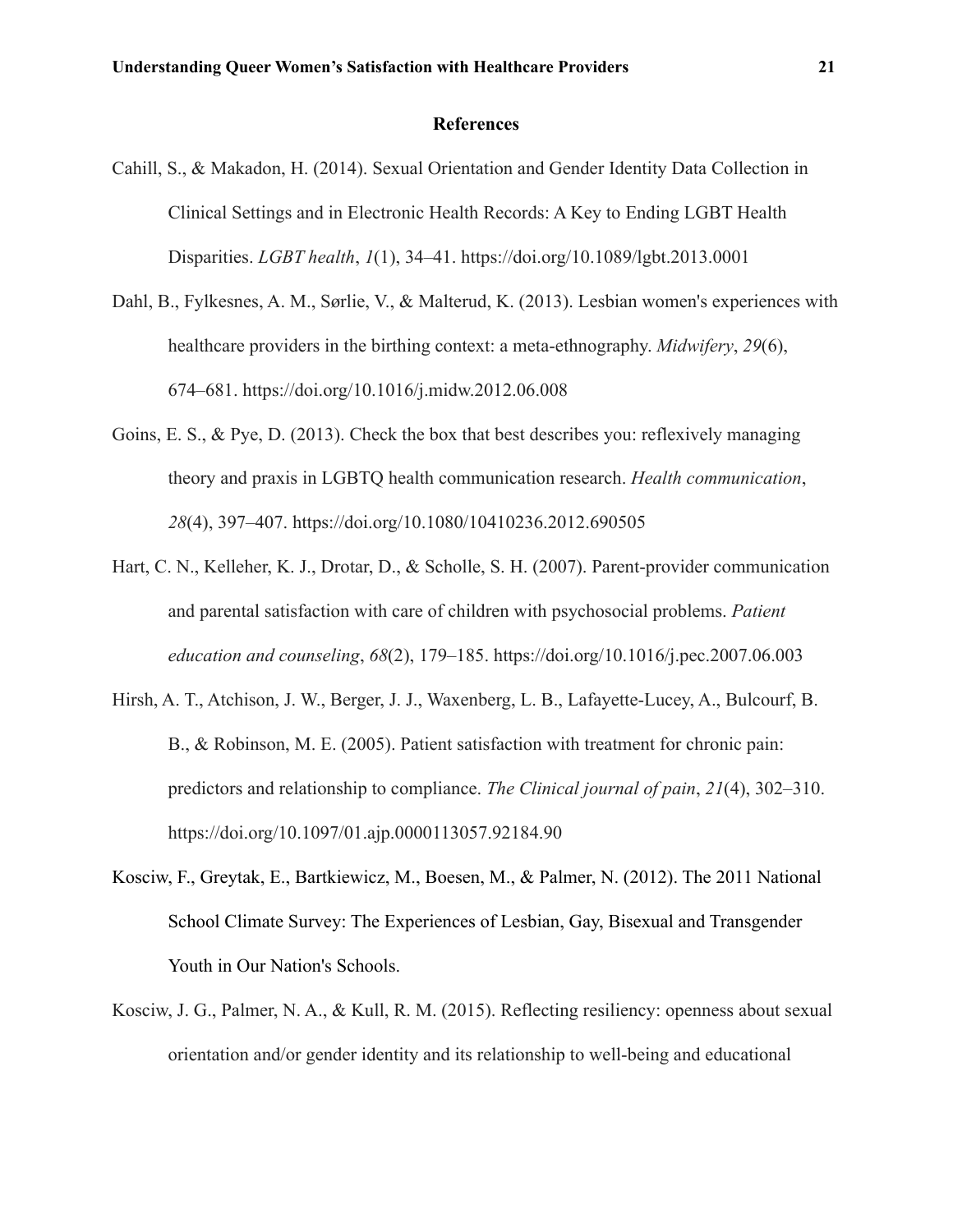## References

Cahill, S., & Makadon, H. (2014). Sexual Orientation and Gender Identity Data Collection in Clinical Settings and in Electronic Health Records: A Key to Ending LGBT Health Disparities. *LGBT health*, *1*(1), 34–41. https://doi.org/10.1089/lgbt.2013.0001

Dahl, B., Fylkesnes, A. M., Sørlie, V., & Malterud, K. (2013). Lesbian women's experiences with healthcare providers in the birthing context: a meta-ethnography. *Midwifery*, *29*(6), 674–681. https://doi.org/10.1016/j.midw.2012.06.008

Goins, E. S., & Pye, D. (2013). Check the box that best describes you: reflexively managing theory and praxis in LGBTQ health communication research. *Health communication*, *28*(4), 397–407. https://doi.org/10.1080/10410236.2012.690505

Hart, C. N., Kelleher, K. J., Drotar, D., & Scholle, S. H. (2007). Parent-provider communication and parental satisfaction with care of children with psychosocial problems. *Patient education and counseling*, *68*(2), 179–185. https://doi.org/10.1016/j.pec.2007.06.003

Hirsh, A. T., Atchison, J. W., Berger, J. J., Waxenberg, L. B., Lafayette-Lucey, A., Bulcourf, B. B., & Robinson, M. E. (2005). Patient satisfaction with treatment for chronic pain: predictors and relationship to compliance. *The Clinical journal of pain*, *21*(4), 302–310. https://doi.org/10.1097/01.ajp.0000113057.92184.90

Kosciw, F., Greytak, E., Bartkiewicz, M., Boesen, M., & Palmer, N. (2012). The 2011 National School Climate Survey: The Experiences of Lesbian, Gay, Bisexual and Transgender Youth in Our Nation's Schools.

Kosciw, J. G., Palmer, N. A., & Kull, R. M. (2015). Reflecting resiliency: openness about sexual orientation and/or gender identity and its relationship to well-being and educational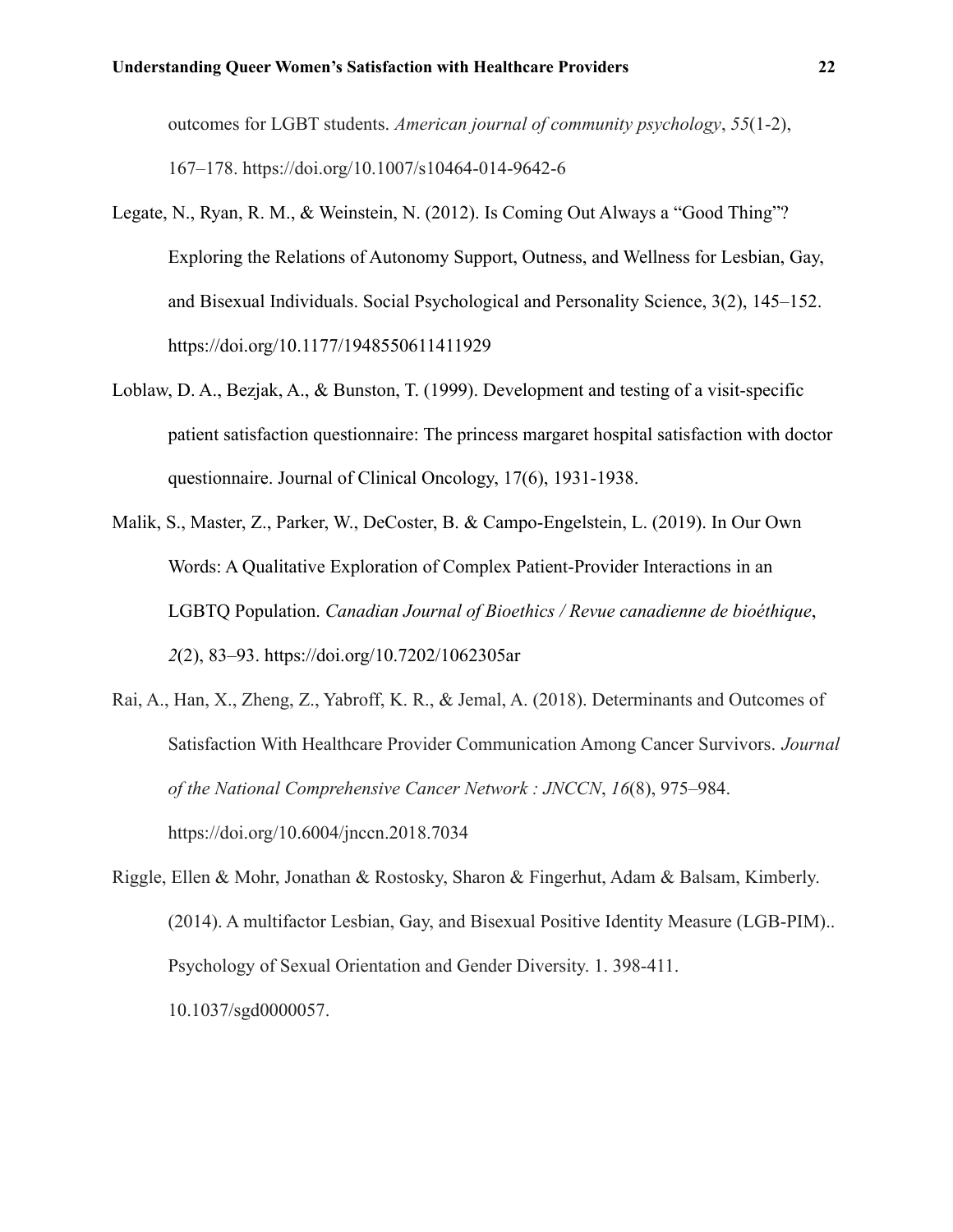outcomes for LGBT students. *American journal of community psychology*, *55*(1-2), 167–178. https://doi.org/10.1007/s10464-014-9642-6

Legate, N., Ryan, R. M., & Weinstein, N. (2012). Is Coming Out Always a "Good Thing"? Exploring the Relations of Autonomy Support, Outness, and Wellness for Lesbian, Gay, and Bisexual Individuals. Social Psychological and Personality Science, 3(2), 145–152. https://doi.org/10.1177/1948550611411929

Loblaw, D. A., Bezjak, A., & Bunston, T. (1999). Development and testing of a visit-specific patient satisfaction questionnaire: The princess margaret hospital satisfaction with doctor questionnaire. Journal of Clinical Oncology, 17(6), 1931-1938.

Malik, S., Master, Z., Parker, W., DeCoster, B. & Campo-Engelstein, L. (2019). In Our Own Words: A Qualitative Exploration of Complex Patient-Provider Interactions in an LGBTQ Population. *Canadian Journal of Bioethics / Revue canadienne de bioéthique*, *2*(2), 83–93. https://doi.org/10.7202/1062305ar

Rai, A., Han, X., Zheng, Z., Yabroff, K. R., & Jemal, A. (2018). Determinants and Outcomes of Satisfaction With Healthcare Provider Communication Among Cancer Survivors. *Journal of the National Comprehensive Cancer Network : JNCCN*, *16*(8), 975–984. https://doi.org/10.6004/jnccn.2018.7034

Riggle, Ellen & Mohr, Jonathan & Rostosky, Sharon & Fingerhut, Adam & Balsam, Kimberly. (2014). A multifactor Lesbian, Gay, and Bisexual Positive Identity Measure (LGB-PIM).. Psychology of Sexual Orientation and Gender Diversity. 1. 398-411. 10.1037/sgd0000057.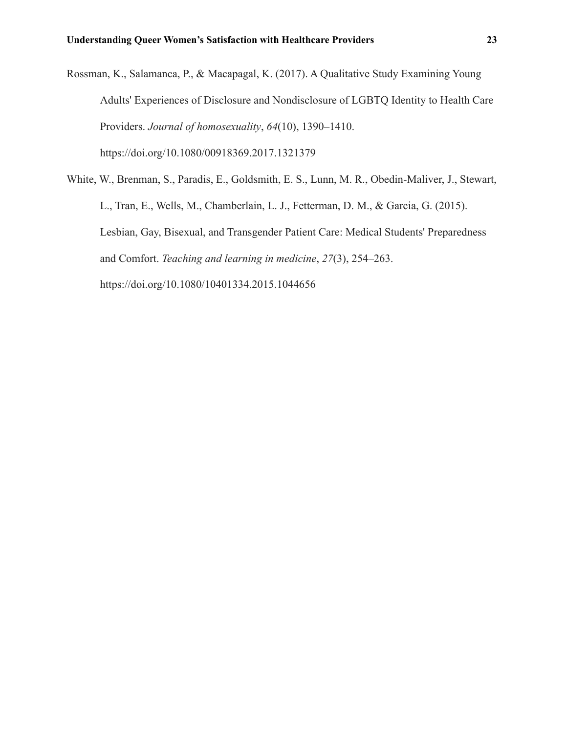Rossman, K., Salamanca, P., & Macapagal, K. (2017). A Qualitative Study Examining Young Adults' Experiences of Disclosure and Nondisclosure of LGBTQ Identity to Health Care Providers. *Journal of homosexuality*, *64*(10), 1390–1410. https://doi.org/10.1080/00918369.2017.1321379

White, W., Brenman, S., Paradis, E., Goldsmith, E. S., Lunn, M. R., Obedin-Maliver, J., Stewart, L., Tran, E., Wells, M., Chamberlain, L. J., Fetterman, D. M., & Garcia, G. (2015). Lesbian, Gay, Bisexual, and Transgender Patient Care: Medical Students' Preparedness and Comfort. *Teaching and learning in medicine*, *27*(3), 254–263. https://doi.org/10.1080/10401334.2015.1044656